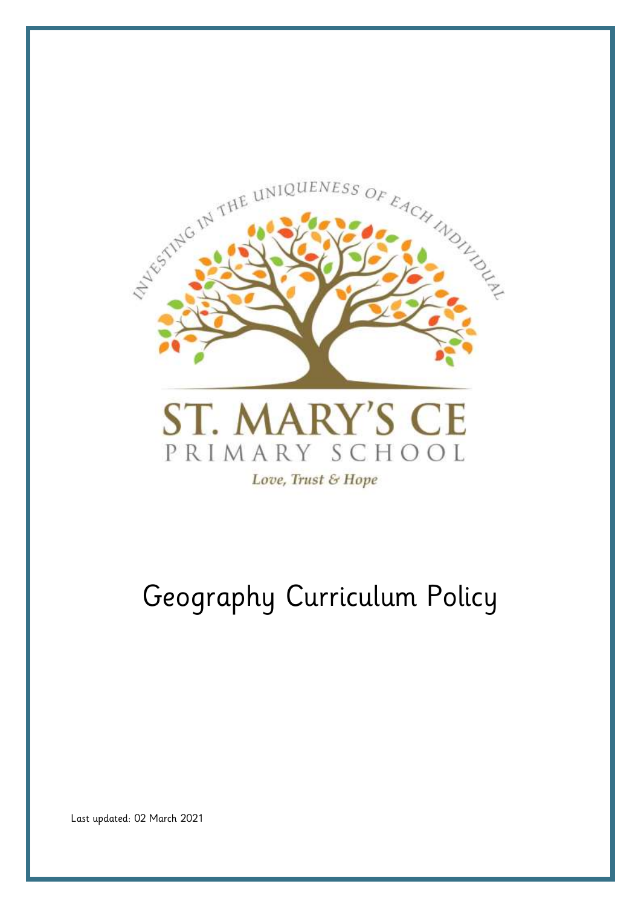INVESTING IN THE UNIQUENESS OF EACH INDIVIDUAL

ST. MARY'S CE

PRIMARY SCHOOL

*Love, Trust & Hope*

# Geography Curriculum Policy

Last updated: 02 March 2021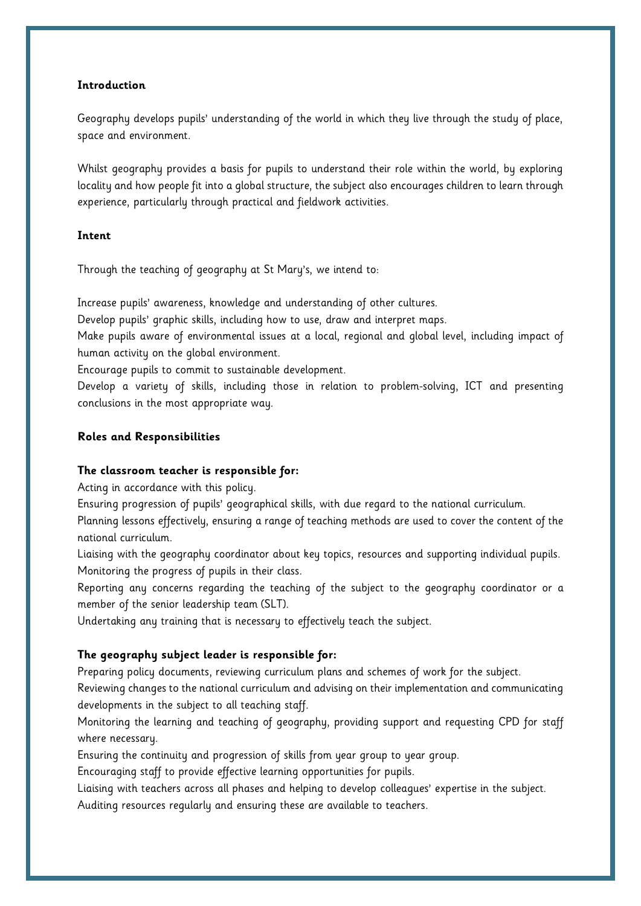## Introduction

Geography develops pupils' understanding of the world in which they live through the study of place, space and environment.

Whilst geography provides a basis for pupils to understand their role within the world, by exploring locality and how people fit into a global structure, the subject also encourages children to learn through experience, particularly through practical and fieldwork activities.

## Intent

Through the teaching of geography at St Mary's, we intend to:

Increase pupils' awareness, knowledge and understanding of other cultures.
Develop pupils' graphic skills, including how to use, draw and interpret maps.
Make pupils aware of environmental issues at a local, regional and global level, including impact of human activity on the global environment.
Encourage pupils to commit to sustainable development.
Develop a variety of skills, including those in relation to problem-solving, ICT and presenting conclusions in the most appropriate way.

## Roles and Responsibilities

### The classroom teacher is responsible for:

Acting in accordance with this policy.
Ensuring progression of pupils' geographical skills, with due regard to the national curriculum.
Planning lessons effectively, ensuring a range of teaching methods are used to cover the content of the national curriculum.
Liaising with the geography coordinator about key topics, resources and supporting individual pupils.
Monitoring the progress of pupils in their class.
Reporting any concerns regarding the teaching of the subject to the geography coordinator or a member of the senior leadership team (SLT).
Undertaking any training that is necessary to effectively teach the subject.

### The geography subject leader is responsible for:

Preparing policy documents, reviewing curriculum plans and schemes of work for the subject.
Reviewing changes to the national curriculum and advising on their implementation and communicating developments in the subject to all teaching staff.
Monitoring the learning and teaching of geography, providing support and requesting CPD for staff where necessary.
Ensuring the continuity and progression of skills from year group to year group.
Encouraging staff to provide effective learning opportunities for pupils.
Liaising with teachers across all phases and helping to develop colleagues' expertise in the subject.
Auditing resources regularly and ensuring these are available to teachers.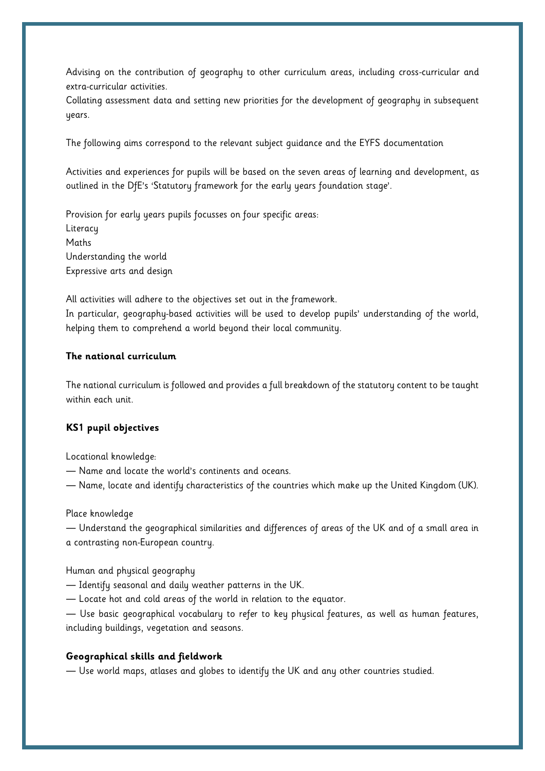Advising on the contribution of geography to other curriculum areas, including cross-curricular and extra-curricular activities.
Collating assessment data and setting new priorities for the development of geography in subsequent years.

The following aims correspond to the relevant subject guidance and the EYFS documentation

Activities and experiences for pupils will be based on the seven areas of learning and development, as outlined in the DfE's 'Statutory framework for the early years foundation stage'.

Provision for early years pupils focusses on four specific areas:
Literacy
Maths
Understanding the world
Expressive arts and design

All activities will adhere to the objectives set out in the framework.
In particular, geography-based activities will be used to develop pupils' understanding of the world, helping them to comprehend a world beyond their local community.

**The national curriculum**

The national curriculum is followed and provides a full breakdown of the statutory content to be taught within each unit.

**KS1 pupil objectives**

Locational knowledge:
— Name and locate the world's continents and oceans.
— Name, locate and identify characteristics of the countries which make up the United Kingdom (UK).

Place knowledge
— Understand the geographical similarities and differences of areas of the UK and of a small area in a contrasting non-European country.

Human and physical geography
— Identify seasonal and daily weather patterns in the UK.
— Locate hot and cold areas of the world in relation to the equator.
— Use basic geographical vocabulary to refer to key physical features, as well as human features, including buildings, vegetation and seasons.

**Geographical skills and fieldwork**
— Use world maps, atlases and globes to identify the UK and any other countries studied.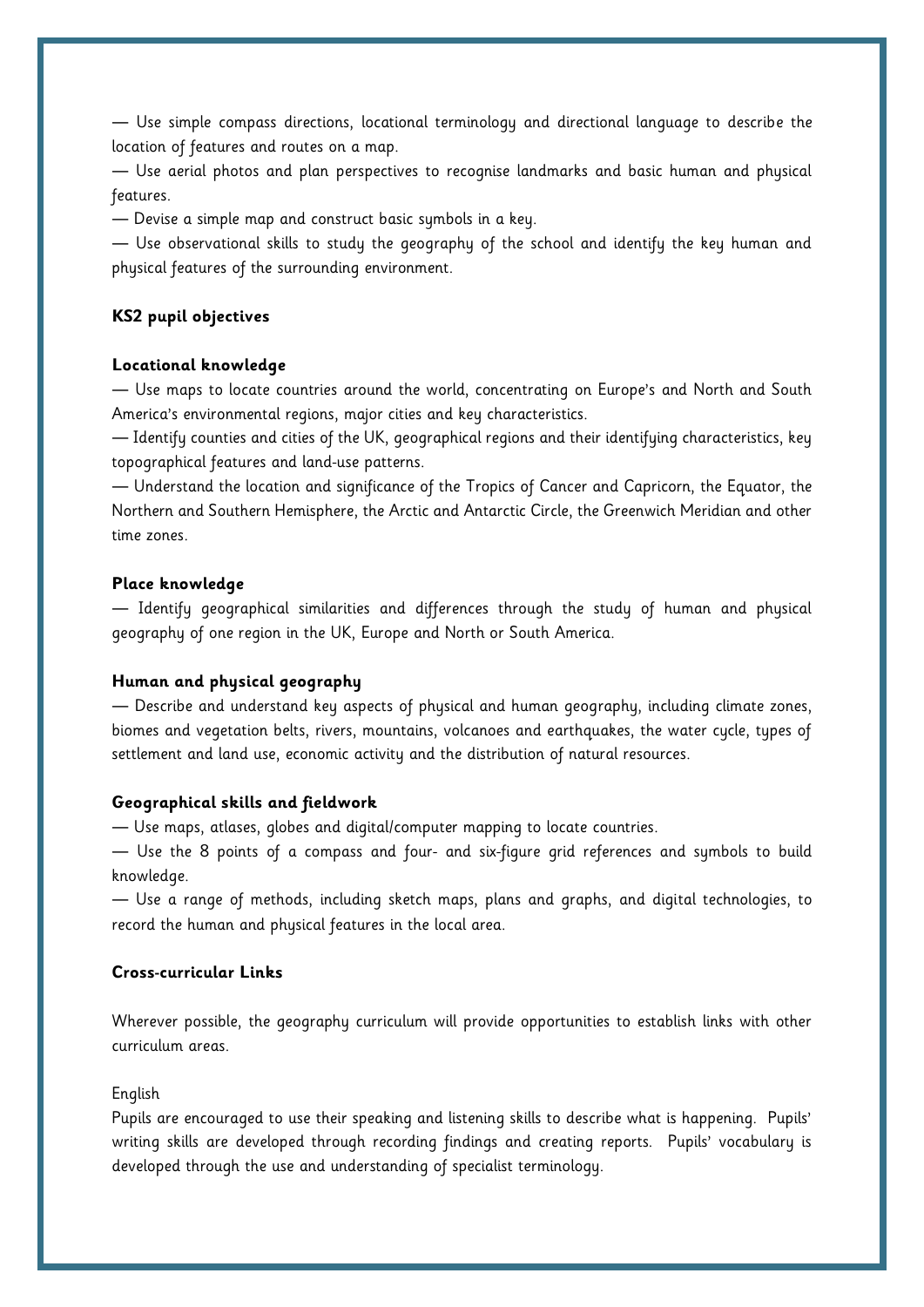— Use simple compass directions, locational terminology and directional language to describe the location of features and routes on a map.

— Use aerial photos and plan perspectives to recognise landmarks and basic human and physical features.

— Devise a simple map and construct basic symbols in a key.

— Use observational skills to study the geography of the school and identify the key human and physical features of the surrounding environment.

**KS2 pupil objectives**

**Locational knowledge**

— Use maps to locate countries around the world, concentrating on Europe's and North and South America's environmental regions, major cities and key characteristics.

— Identify counties and cities of the UK, geographical regions and their identifying characteristics, key topographical features and land-use patterns.

— Understand the location and significance of the Tropics of Cancer and Capricorn, the Equator, the Northern and Southern Hemisphere, the Arctic and Antarctic Circle, the Greenwich Meridian and other time zones.

**Place knowledge**

— Identify geographical similarities and differences through the study of human and physical geography of one region in the UK, Europe and North or South America.

**Human and physical geography**

— Describe and understand key aspects of physical and human geography, including climate zones, biomes and vegetation belts, rivers, mountains, volcanoes and earthquakes, the water cycle, types of settlement and land use, economic activity and the distribution of natural resources.

**Geographical skills and fieldwork**

— Use maps, atlases, globes and digital/computer mapping to locate countries.

— Use the 8 points of a compass and four- and six-figure grid references and symbols to build knowledge.

— Use a range of methods, including sketch maps, plans and graphs, and digital technologies, to record the human and physical features in the local area.

**Cross-curricular Links**

Wherever possible, the geography curriculum will provide opportunities to establish links with other curriculum areas.

English

Pupils are encouraged to use their speaking and listening skills to describe what is happening. Pupils' writing skills are developed through recording findings and creating reports. Pupils' vocabulary is developed through the use and understanding of specialist terminology.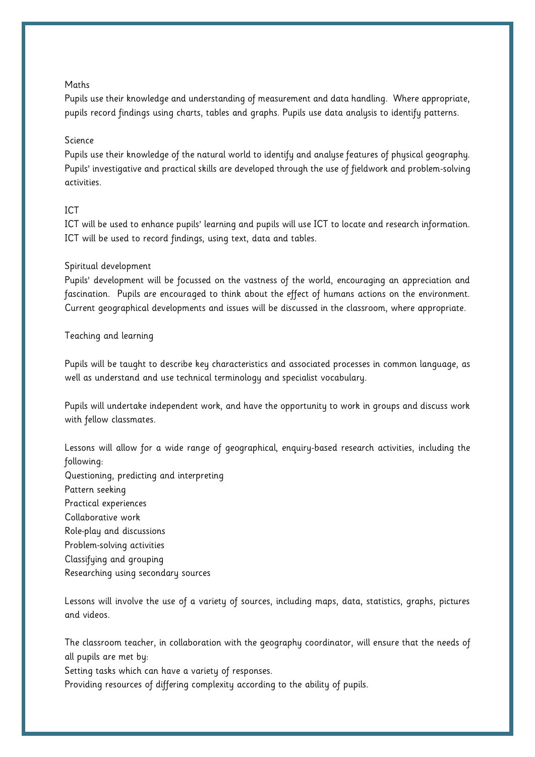### Maths

Pupils use their knowledge and understanding of measurement and data handling. Where appropriate, pupils record findings using charts, tables and graphs. Pupils use data analysis to identify patterns.

### Science

Pupils use their knowledge of the natural world to identify and analyse features of physical geography. Pupils' investigative and practical skills are developed through the use of fieldwork and problem-solving activities.

### ICT

ICT will be used to enhance pupils' learning and pupils will use ICT to locate and research information. ICT will be used to record findings, using text, data and tables.

### Spiritual development

Pupils' development will be focussed on the vastness of the world, encouraging an appreciation and fascination. Pupils are encouraged to think about the effect of humans actions on the environment. Current geographical developments and issues will be discussed in the classroom, where appropriate.

### Teaching and learning

Pupils will be taught to describe key characteristics and associated processes in common language, as well as understand and use technical terminology and specialist vocabulary.

Pupils will undertake independent work, and have the opportunity to work in groups and discuss work with fellow classmates.

Lessons will allow for a wide range of geographical, enquiry-based research activities, including the following:

- Questioning, predicting and interpreting
- Pattern seeking
- Practical experiences
- Collaborative work
- Role-play and discussions
- Problem-solving activities
- Classifying and grouping
- Researching using secondary sources

Lessons will involve the use of a variety of sources, including maps, data, statistics, graphs, pictures and videos.

The classroom teacher, in collaboration with the geography coordinator, will ensure that the needs of all pupils are met by:

- Setting tasks which can have a variety of responses.
- Providing resources of differing complexity according to the ability of pupils.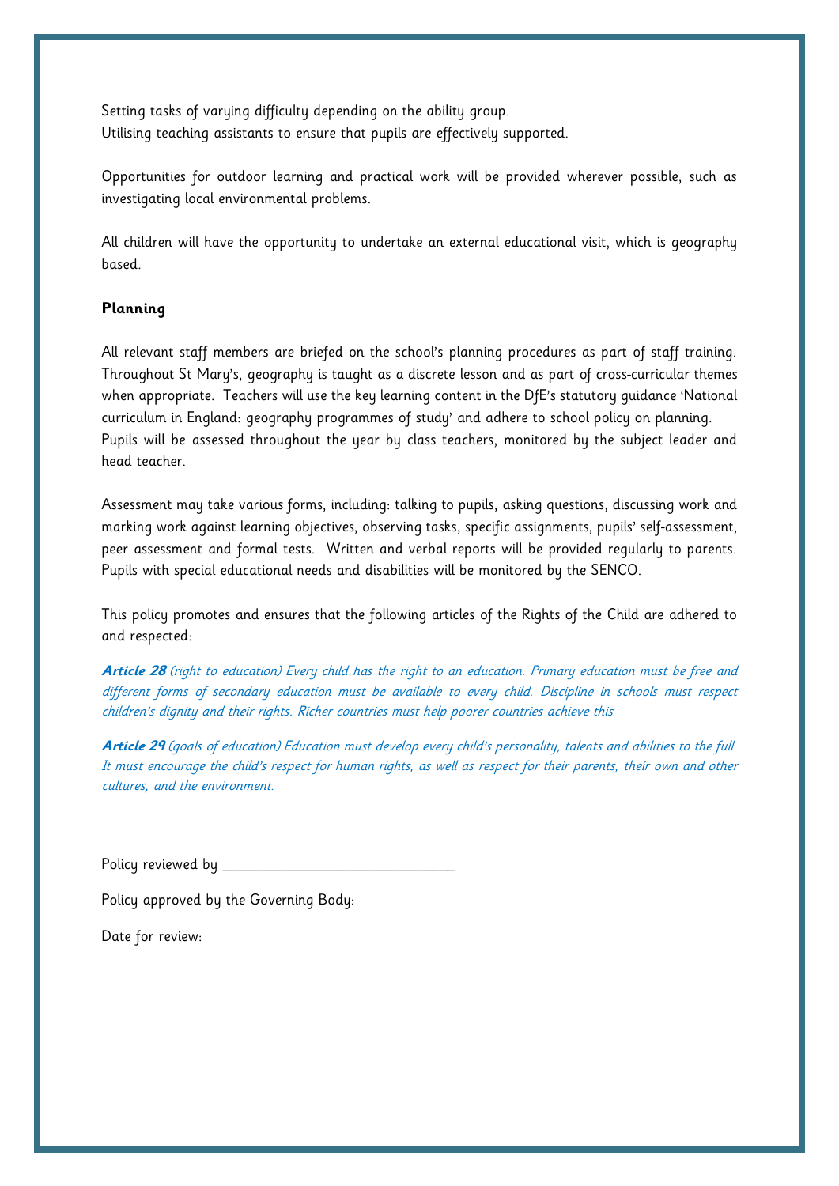Setting tasks of varying difficulty depending on the ability group.
Utilising teaching assistants to ensure that pupils are effectively supported.

Opportunities for outdoor learning and practical work will be provided wherever possible, such as investigating local environmental problems.

All children will have the opportunity to undertake an external educational visit, which is geography based.

**Planning**

All relevant staff members are briefed on the school's planning procedures as part of staff training. Throughout St Mary's, geography is taught as a discrete lesson and as part of cross-curricular themes when appropriate. Teachers will use the key learning content in the DfE's statutory guidance 'National curriculum in England: geography programmes of study' and adhere to school policy on planning.
Pupils will be assessed throughout the year by class teachers, monitored by the subject leader and head teacher.

Assessment may take various forms, including: talking to pupils, asking questions, discussing work and marking work against learning objectives, observing tasks, specific assignments, pupils' self-assessment, peer assessment and formal tests. Written and verbal reports will be provided regularly to parents. Pupils with special educational needs and disabilities will be monitored by the SENCO.

This policy promotes and ensures that the following articles of the Rights of the Child are adhered to and respected:

***Article 28*** *(right to education) Every child has the right to an education. Primary education must be free and different forms of secondary education must be available to every child. Discipline in schools must respect children's dignity and their rights. Richer countries must help poorer countries achieve this*

***Article 29*** *(goals of education) Education must develop every child's personality, talents and abilities to the full. It must encourage the child's respect for human rights, as well as respect for their parents, their own and other cultures, and the environment.*

Policy reviewed by ______________________________

Policy approved by the Governing Body:

Date for review: